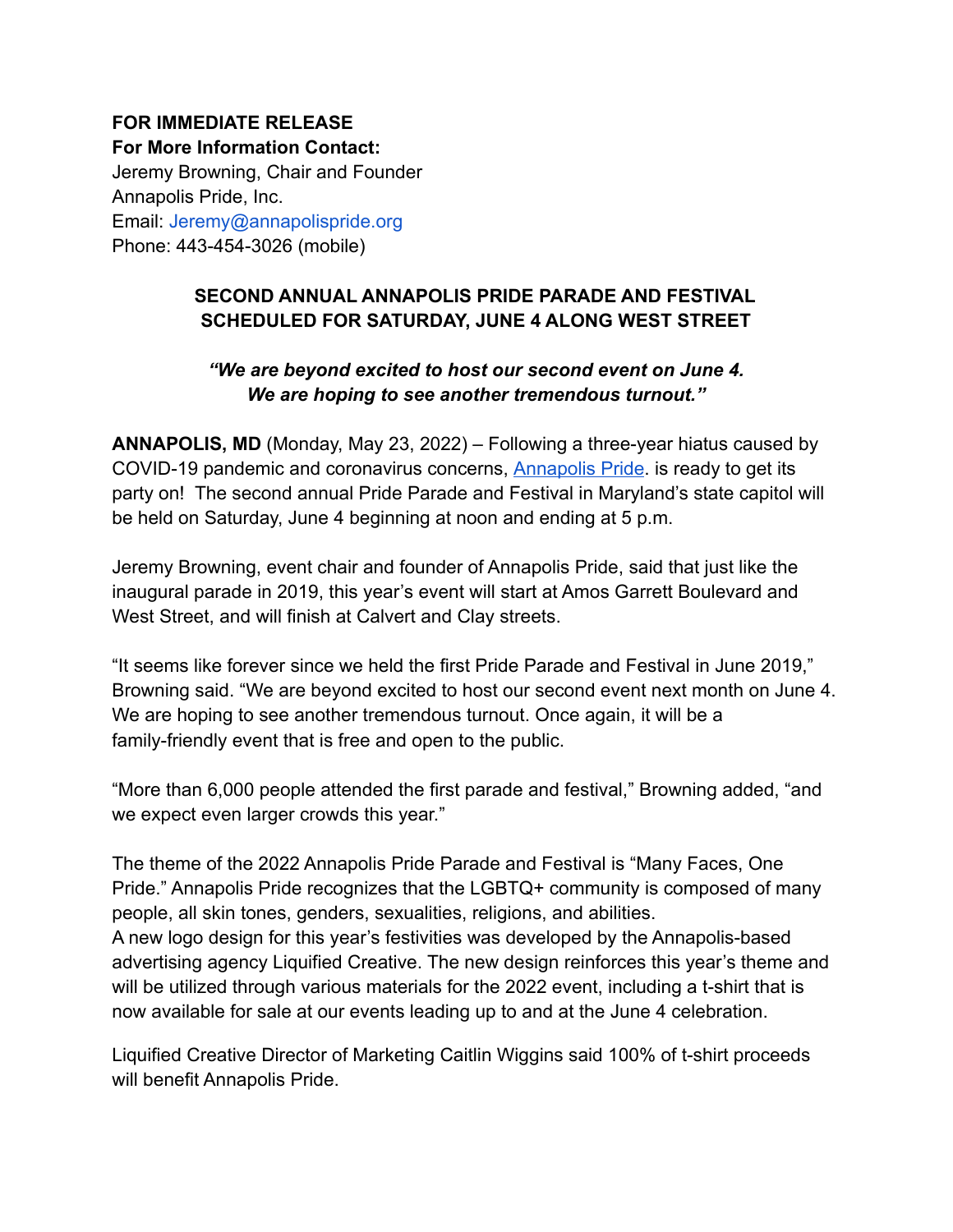**FOR IMMEDIATE RELEASE**
**For More Information Contact:**
Jeremy Browning, Chair and Founder
Annapolis Pride, Inc.
Email: Jeremy@annapolispride.org
Phone: 443-454-3026 (mobile)

## SECOND ANNUAL ANNAPOLIS PRIDE PARADE AND FESTIVAL SCHEDULED FOR SATURDAY, JUNE 4 ALONG WEST STREET

***"We are beyond excited to host our second event on June 4. We are hoping to see another tremendous turnout."***

**ANNAPOLIS, MD** (Monday, May 23, 2022) – Following a three-year hiatus caused by COVID-19 pandemic and coronavirus concerns, Annapolis Pride. is ready to get its party on! The second annual Pride Parade and Festival in Maryland's state capitol will be held on Saturday, June 4 beginning at noon and ending at 5 p.m.

Jeremy Browning, event chair and founder of Annapolis Pride, said that just like the inaugural parade in 2019, this year's event will start at Amos Garrett Boulevard and West Street, and will finish at Calvert and Clay streets.

"It seems like forever since we held the first Pride Parade and Festival in June 2019," Browning said. "We are beyond excited to host our second event next month on June 4. We are hoping to see another tremendous turnout. Once again, it will be a family-friendly event that is free and open to the public.

"More than 6,000 people attended the first parade and festival," Browning added, "and we expect even larger crowds this year."

The theme of the 2022 Annapolis Pride Parade and Festival is "Many Faces, One Pride." Annapolis Pride recognizes that the LGBTQ+ community is composed of many people, all skin tones, genders, sexualities, religions, and abilities.
A new logo design for this year's festivities was developed by the Annapolis-based advertising agency Liquified Creative. The new design reinforces this year's theme and will be utilized through various materials for the 2022 event, including a t-shirt that is now available for sale at our events leading up to and at the June 4 celebration.

Liquified Creative Director of Marketing Caitlin Wiggins said 100% of t-shirt proceeds will benefit Annapolis Pride.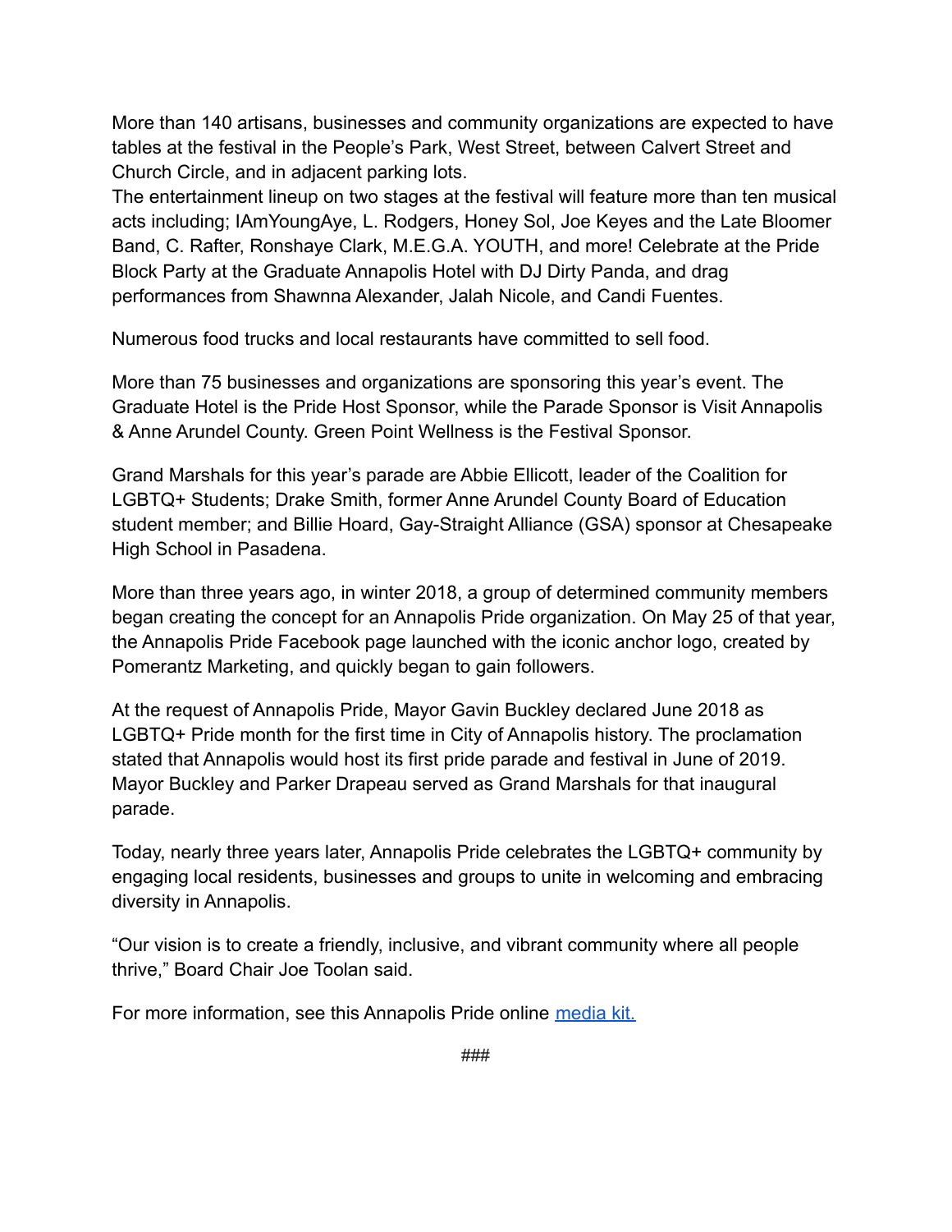More than 140 artisans, businesses and community organizations are expected to have tables at the festival in the People's Park, West Street, between Calvert Street and Church Circle, and in adjacent parking lots.
The entertainment lineup on two stages at the festival will feature more than ten musical acts including; IAmYoungAye, L. Rodgers, Honey Sol, Joe Keyes and the Late Bloomer Band, C. Rafter, Ronshaye Clark, M.E.G.A. YOUTH, and more! Celebrate at the Pride Block Party at the Graduate Annapolis Hotel with DJ Dirty Panda, and drag performances from Shawnna Alexander, Jalah Nicole, and Candi Fuentes.

Numerous food trucks and local restaurants have committed to sell food.

More than 75 businesses and organizations are sponsoring this year's event. The Graduate Hotel is the Pride Host Sponsor, while the Parade Sponsor is Visit Annapolis & Anne Arundel County. Green Point Wellness is the Festival Sponsor.

Grand Marshals for this year's parade are Abbie Ellicott, leader of the Coalition for LGBTQ+ Students; Drake Smith, former Anne Arundel County Board of Education student member; and Billie Hoard, Gay-Straight Alliance (GSA) sponsor at Chesapeake High School in Pasadena.

More than three years ago, in winter 2018, a group of determined community members began creating the concept for an Annapolis Pride organization. On May 25 of that year, the Annapolis Pride Facebook page launched with the iconic anchor logo, created by Pomerantz Marketing, and quickly began to gain followers.

At the request of Annapolis Pride, Mayor Gavin Buckley declared June 2018 as LGBTQ+ Pride month for the first time in City of Annapolis history. The proclamation stated that Annapolis would host its first pride parade and festival in June of 2019. Mayor Buckley and Parker Drapeau served as Grand Marshals for that inaugural parade.

Today, nearly three years later, Annapolis Pride celebrates the LGBTQ+ community by engaging local residents, businesses and groups to unite in welcoming and embracing diversity in Annapolis.

"Our vision is to create a friendly, inclusive, and vibrant community where all people thrive," Board Chair Joe Toolan said.

For more information, see this Annapolis Pride online media kit.

###